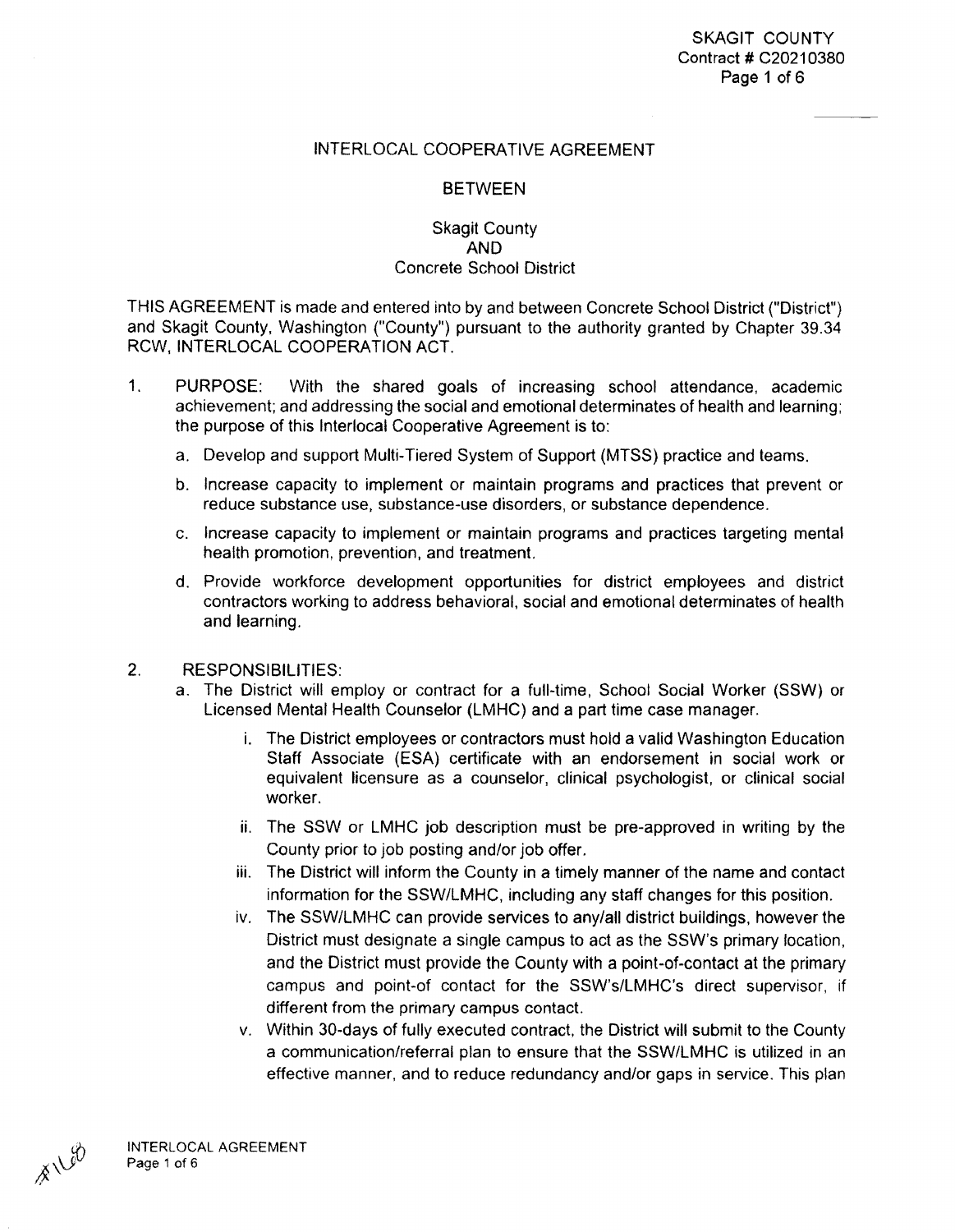SKAGIT COUNTY
Contract # C20210380

# INTERLOCAL COOPERATIVE AGREEMENT

## BETWEEN

## Skagit County
## AND
## Concrete School District

THIS AGREEMENT is made and entered into by and between Concrete School District ("District") and Skagit County, Washington ("County") pursuant to the authority granted by Chapter 39.34 RCW, INTERLOCAL COOPERATION ACT.

1. PURPOSE: With the shared goals of increasing school attendance, academic achievement; and addressing the social and emotional determinates of health and learning; the purpose of this Interlocal Cooperative Agreement is to:

   a. Develop and support Multi-Tiered System of Support (MTSS) practice and teams.

   b. Increase capacity to implement or maintain programs and practices that prevent or reduce substance use, substance-use disorders, or substance dependence.

   c. Increase capacity to implement or maintain programs and practices targeting mental health promotion, prevention, and treatment.

   d. Provide workforce development opportunities for district employees and district contractors working to address behavioral, social and emotional determinates of health and learning.

2. RESPONSIBILITIES:

   a. The District will employ or contract for a full-time, School Social Worker (SSW) or Licensed Mental Health Counselor (LMHC) and a part time case manager.

      i. The District employees or contractors must hold a valid Washington Education Staff Associate (ESA) certificate with an endorsement in social work or equivalent licensure as a counselor, clinical psychologist, or clinical social worker.

      ii. The SSW or LMHC job description must be pre-approved in writing by the County prior to job posting and/or job offer.

      iii. The District will inform the County in a timely manner of the name and contact information for the SSW/LMHC, including any staff changes for this position.

      iv. The SSW/LMHC can provide services to any/all district buildings, however the District must designate a single campus to act as the SSW's primary location, and the District must provide the County with a point-of-contact at the primary campus and point-of contact for the SSW's/LMHC's direct supervisor, if different from the primary campus contact.

      v. Within 30-days of fully executed contract, the District will submit to the County a communication/referral plan to ensure that the SSW/LMHC is utilized in an effective manner, and to reduce redundancy and/or gaps in service. This plan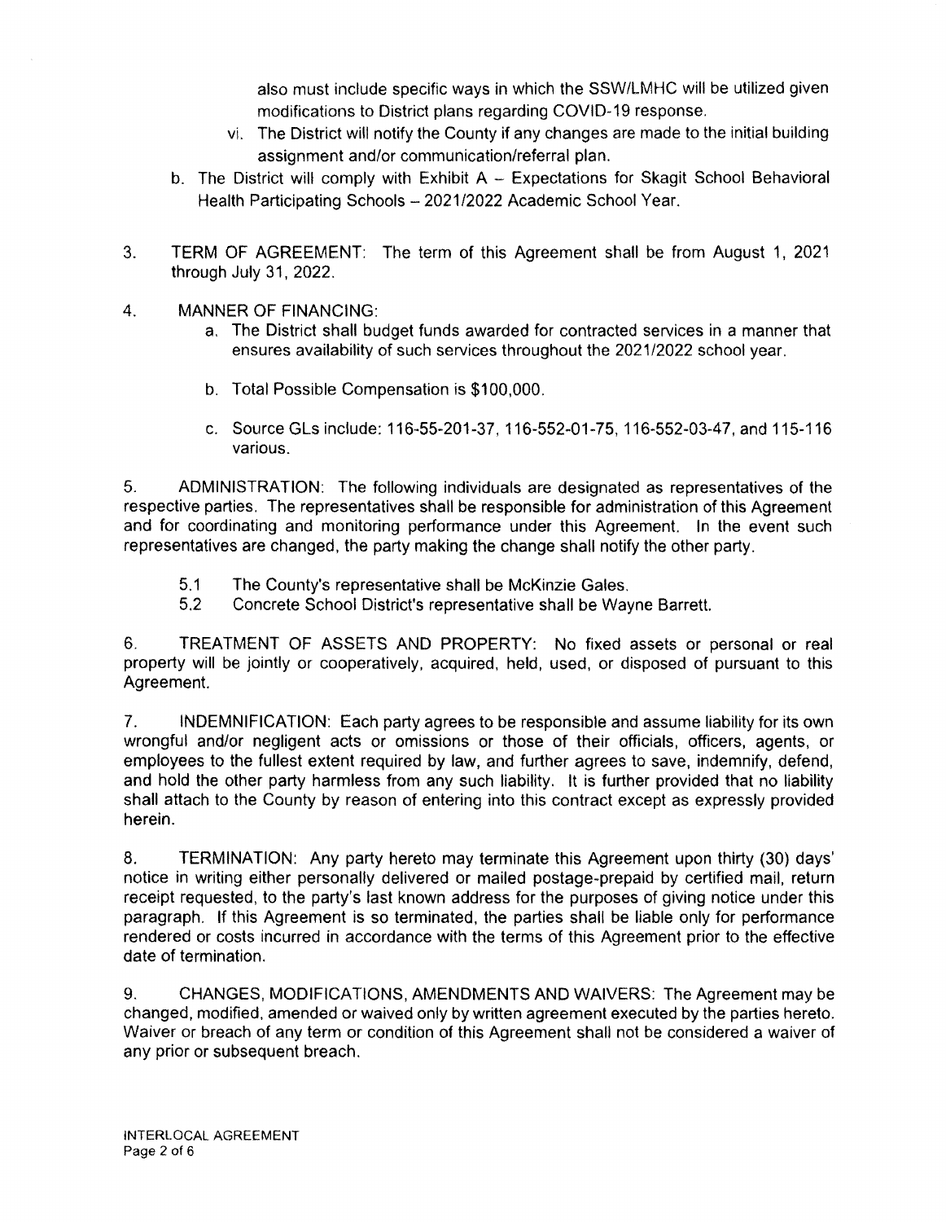also must include specific ways in which the SSW/LMHC will be utilized given modifications to District plans regarding COVID-19 response.

   vi. The District will notify the County if any changes are made to the initial building assignment and/or communication/referral plan.

b. The District will comply with Exhibit A – Expectations for Skagit School Behavioral Health Participating Schools – 2021/2022 Academic School Year.

3. TERM OF AGREEMENT: The term of this Agreement shall be from August 1, 2021 through July 31, 2022.

4. MANNER OF FINANCING:

   a. The District shall budget funds awarded for contracted services in a manner that ensures availability of such services throughout the 2021/2022 school year.

   b. Total Possible Compensation is $100,000.

   c. Source GLs include: 116-55-201-37, 116-552-01-75, 116-552-03-47, and 115-116 various.

5. ADMINISTRATION: The following individuals are designated as representatives of the respective parties. The representatives shall be responsible for administration of this Agreement and for coordinating and monitoring performance under this Agreement. In the event such representatives are changed, the party making the change shall notify the other party.

   5.1 The County's representative shall be McKinzie Gales.

   5.2 Concrete School District's representative shall be Wayne Barrett.

6. TREATMENT OF ASSETS AND PROPERTY: No fixed assets or personal or real property will be jointly or cooperatively, acquired, held, used, or disposed of pursuant to this Agreement.

7. INDEMNIFICATION: Each party agrees to be responsible and assume liability for its own wrongful and/or negligent acts or omissions or those of their officials, officers, agents, or employees to the fullest extent required by law, and further agrees to save, indemnify, defend, and hold the other party harmless from any such liability. It is further provided that no liability shall attach to the County by reason of entering into this contract except as expressly provided herein.

8. TERMINATION: Any party hereto may terminate this Agreement upon thirty (30) days' notice in writing either personally delivered or mailed postage-prepaid by certified mail, return receipt requested, to the party's last known address for the purposes of giving notice under this paragraph. If this Agreement is so terminated, the parties shall be liable only for performance rendered or costs incurred in accordance with the terms of this Agreement prior to the effective date of termination.

9. CHANGES, MODIFICATIONS, AMENDMENTS AND WAIVERS: The Agreement may be changed, modified, amended or waived only by written agreement executed by the parties hereto. Waiver or breach of any term or condition of this Agreement shall not be considered a waiver of any prior or subsequent breach.

INTERLOCAL AGREEMENT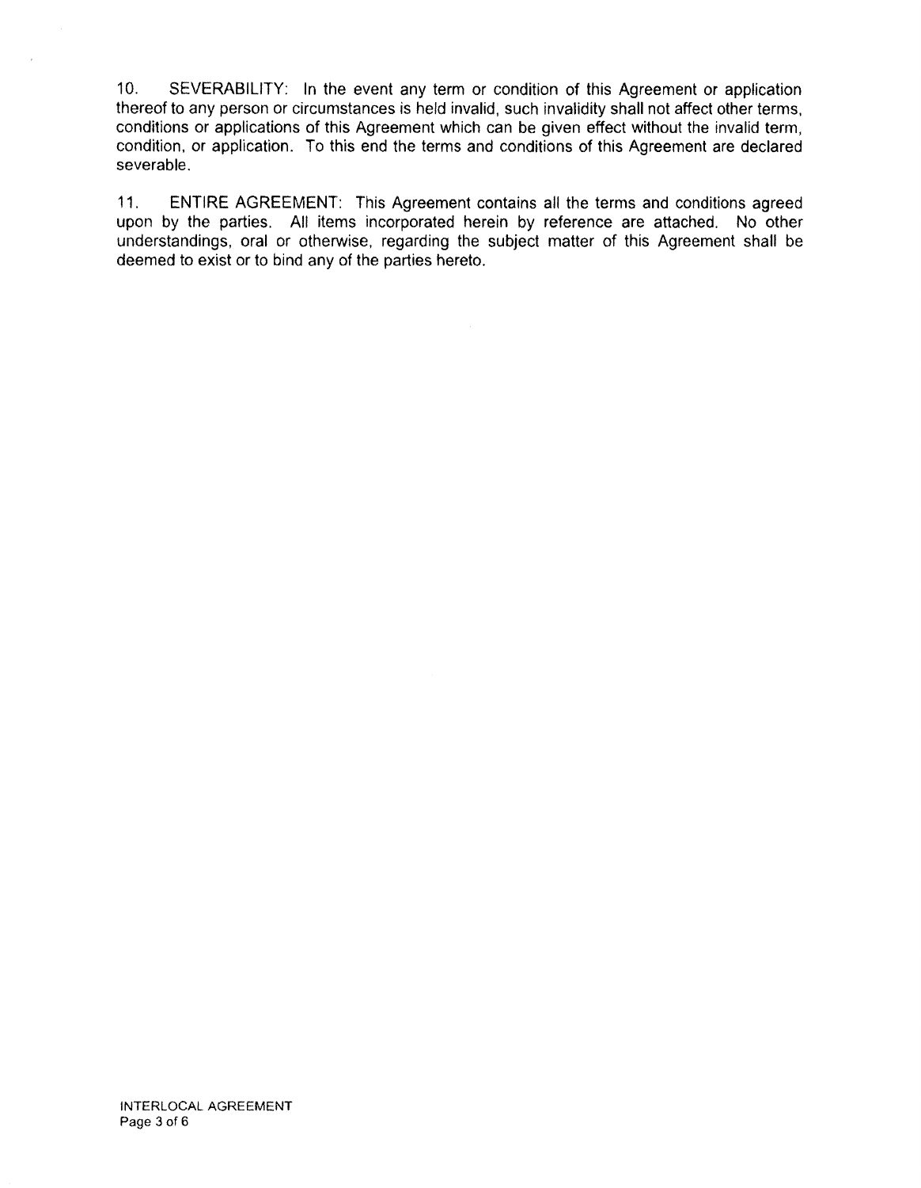10. SEVERABILITY: In the event any term or condition of this Agreement or application thereof to any person or circumstances is held invalid, such invalidity shall not affect other terms, conditions or applications of this Agreement which can be given effect without the invalid term, condition, or application. To this end the terms and conditions of this Agreement are declared severable.

11. ENTIRE AGREEMENT: This Agreement contains all the terms and conditions agreed upon by the parties. All items incorporated herein by reference are attached. No other understandings, oral or otherwise, regarding the subject matter of this Agreement shall be deemed to exist or to bind any of the parties hereto.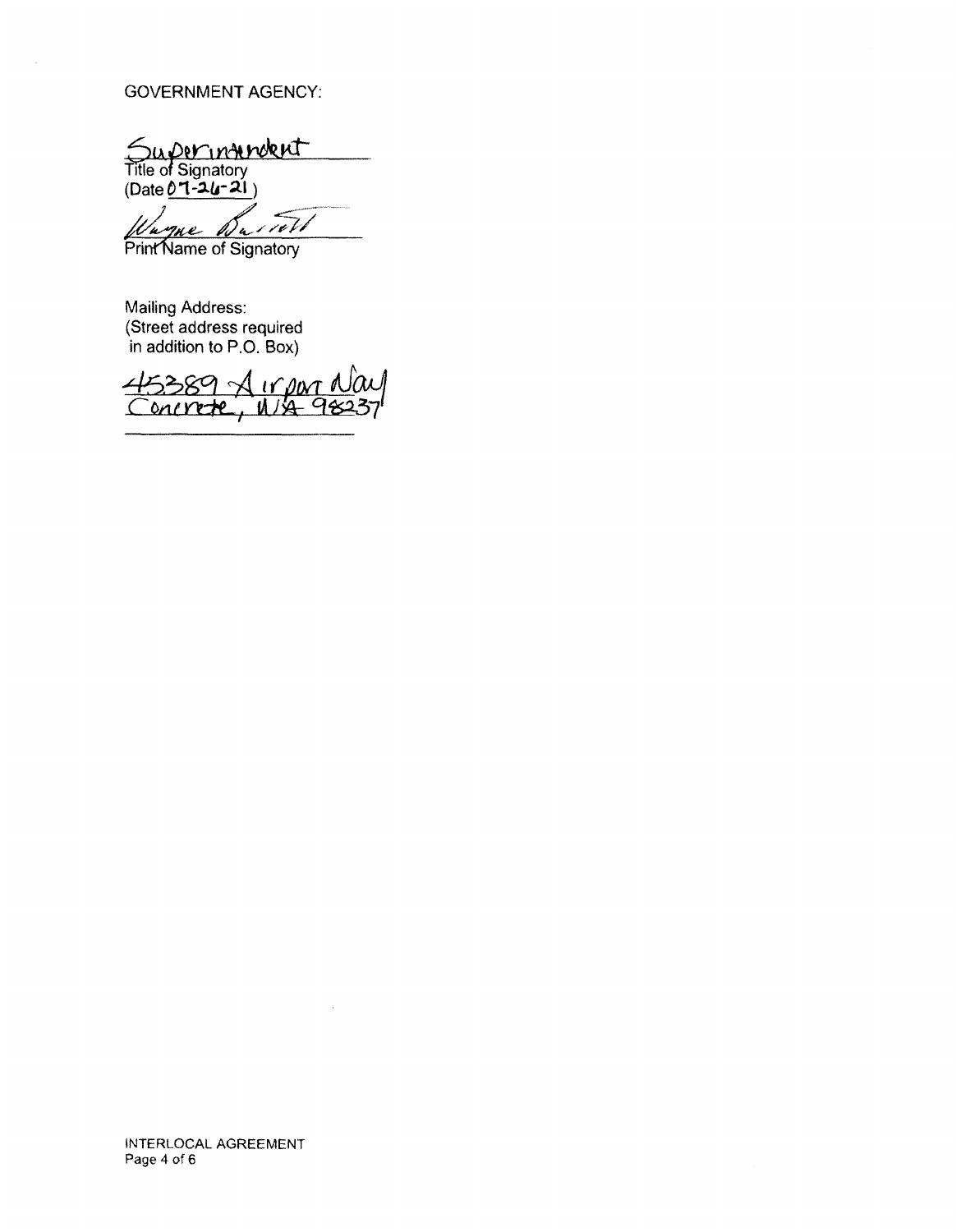GOVERNMENT AGENCY:

Superintendent
Title of Signatory
(Date 07-26-21)

Wayne Barrett
Print Name of Signatory

Mailing Address:
(Street address required
in addition to P.O. Box)

45389 Airport Way
Concrete, WA 98237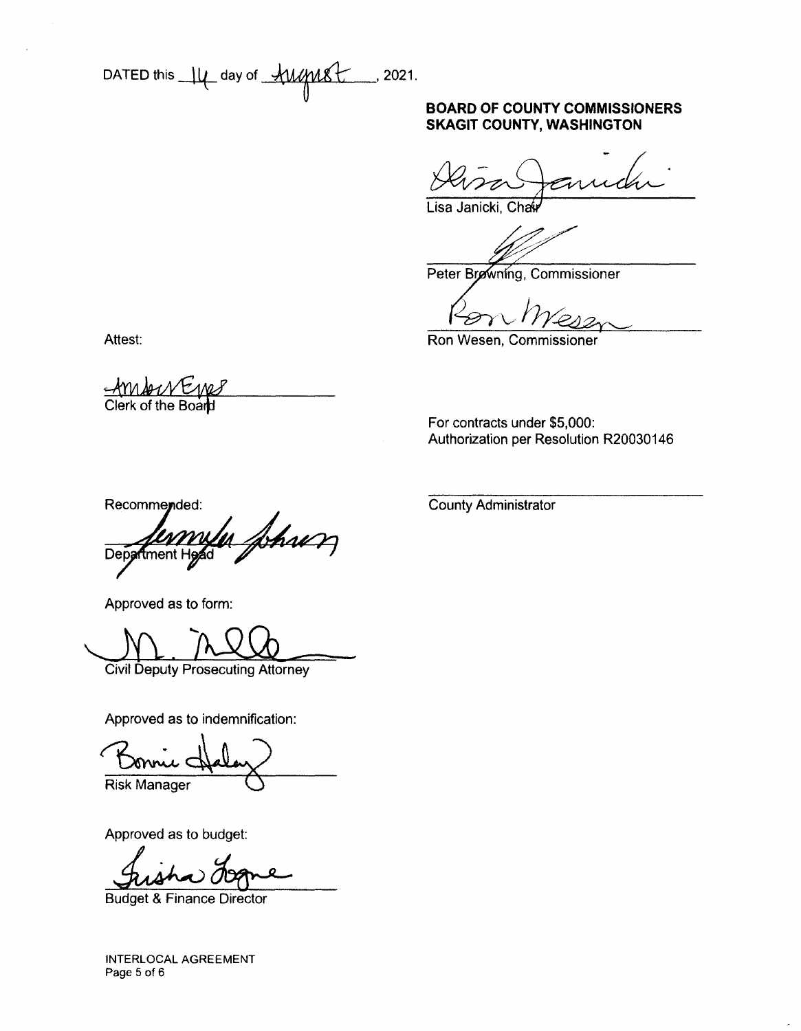DATED this 14 day of August, 2021.

**BOARD OF COUNTY COMMISSIONERS**
**SKAGIT COUNTY, WASHINGTON**

Lisa Janicki, Chair

Peter Browning, Commissioner

Ron Wesen, Commissioner

Attest:

Clerk of the Board

For contracts under $5,000:
Authorization per Resolution R20030146

County Administrator

Recommended:

Department Head

Approved as to form:

Civil Deputy Prosecuting Attorney

Approved as to indemnification:

Risk Manager

Approved as to budget:

Budget & Finance Director

INTERLOCAL AGREEMENT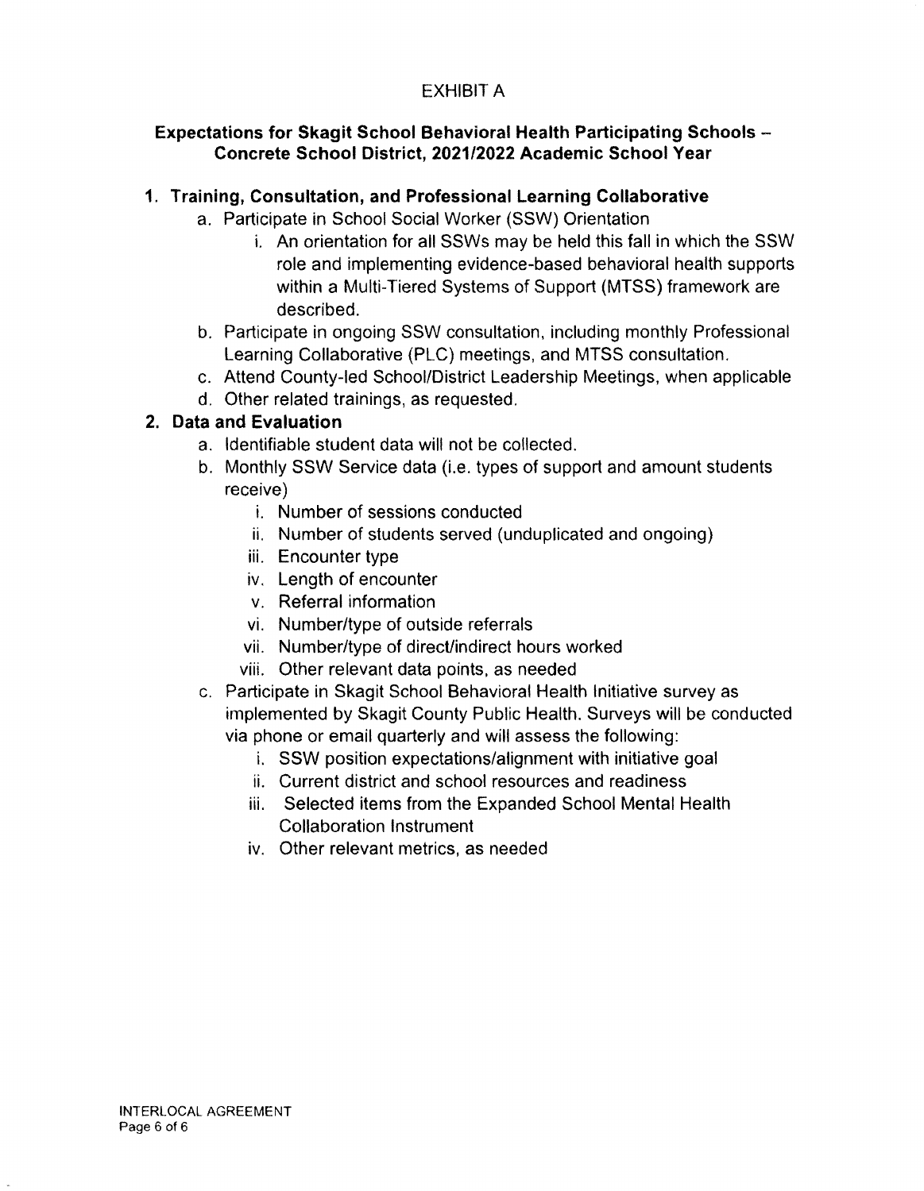EXHIBIT A

## Expectations for Skagit School Behavioral Health Participating Schools – Concrete School District, 2021/2022 Academic School Year

1. **Training, Consultation, and Professional Learning Collaborative**
   a. Participate in School Social Worker (SSW) Orientation
      i. An orientation for all SSWs may be held this fall in which the SSW role and implementing evidence-based behavioral health supports within a Multi-Tiered Systems of Support (MTSS) framework are described.
   b. Participate in ongoing SSW consultation, including monthly Professional Learning Collaborative (PLC) meetings, and MTSS consultation.
   c. Attend County-led School/District Leadership Meetings, when applicable
   d. Other related trainings, as requested.
2. **Data and Evaluation**
   a. Identifiable student data will not be collected.
   b. Monthly SSW Service data (i.e. types of support and amount students receive)
      i. Number of sessions conducted
      ii. Number of students served (unduplicated and ongoing)
      iii. Encounter type
      iv. Length of encounter
      v. Referral information
      vi. Number/type of outside referrals
      vii. Number/type of direct/indirect hours worked
      viii. Other relevant data points, as needed
   c. Participate in Skagit School Behavioral Health Initiative survey as implemented by Skagit County Public Health. Surveys will be conducted via phone or email quarterly and will assess the following:
      i. SSW position expectations/alignment with initiative goal
      ii. Current district and school resources and readiness
      iii. Selected items from the Expanded School Mental Health Collaboration Instrument
      iv. Other relevant metrics, as needed